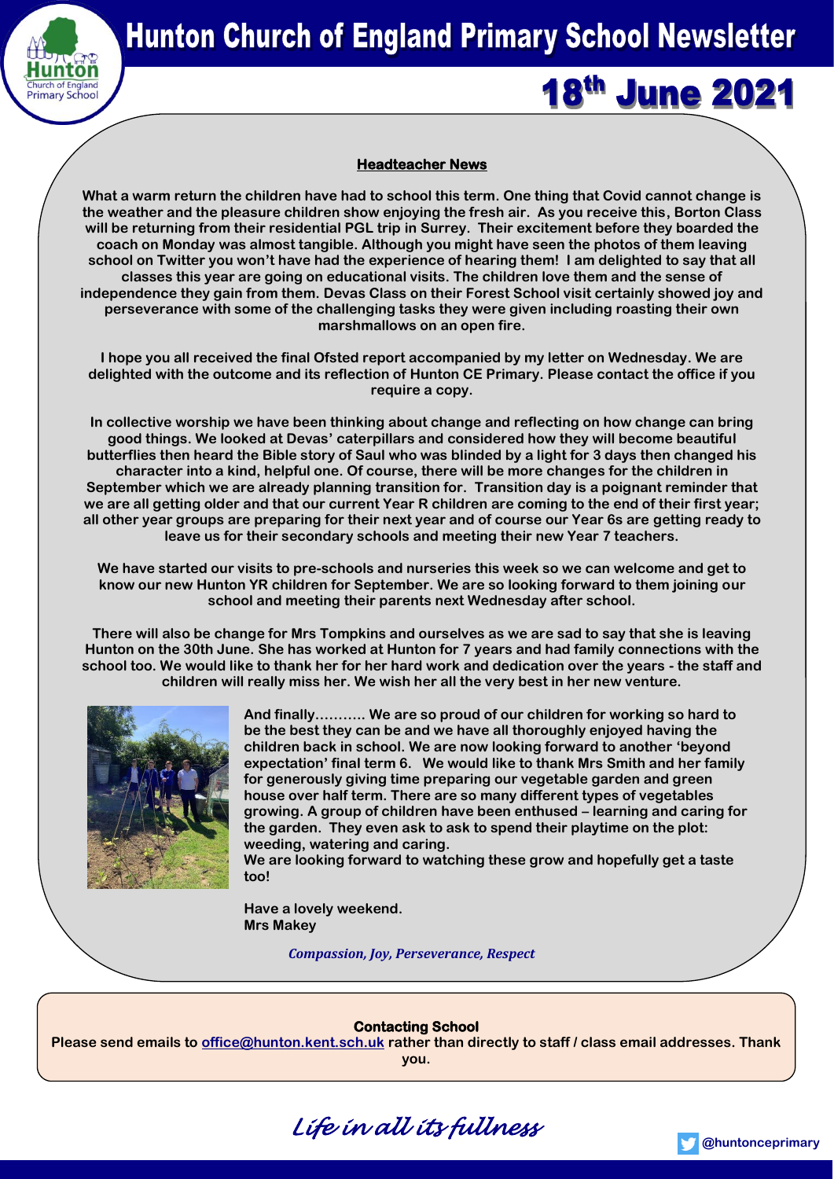# Hunton Church of England Primary School Newsletter

## 18th June 2021

### Headteacher News

**What a warm return the children have had to school this term. One thing that Covid cannot change is the weather and the pleasure children show enjoying the fresh air. As you receive this, Borton Class will be returning from their residential PGL trip in Surrey. Their excitement before they boarded the coach on Monday was almost tangible. Although you might have seen the photos of them leaving school on Twitter you won't have had the experience of hearing them! I am delighted to say that all classes this year are going on educational visits. The children love them and the sense of independence they gain from them. Devas Class on their Forest School visit certainly showed joy and perseverance with some of the challenging tasks they were given including roasting their own marshmallows on an open fire.**

**I hope you all received the final Ofsted report accompanied by my letter on Wednesday. We are delighted with the outcome and its reflection of Hunton CE Primary. Please contact the office if you require a copy.**

**In collective worship we have been thinking about change and reflecting on how change can bring good things. We looked at Devas' caterpillars and considered how they will become beautiful butterflies then heard the Bible story of Saul who was blinded by a light for 3 days then changed his character into a kind, helpful one. Of course, there will be more changes for the children in September which we are already planning transition for. Transition day is a poignant reminder that we are all getting older and that our current Year R children are coming to the end of their first year; all other year groups are preparing for their next year and of course our Year 6s are getting ready to leave us for their secondary schools and meeting their new Year 7 teachers.**

**We have started our visits to pre-schools and nurseries this week so we can welcome and get to know our new Hunton YR children for September. We are so looking forward to them joining our school and meeting their parents next Wednesday after school.**

**There will also be change for Mrs Tompkins and ourselves as we are sad to say that she is leaving Hunton on the 30th June. She has worked at Hunton for 7 years and had family connections with the school too. We would like to thank her for her hard work and dedication over the years - the staff and children will really miss her. We wish her all the very best in her new venture.**

**And finally……….. We are so proud of our children for working so hard to be the best they can be and we have all thoroughly enjoyed having the children back in school. We are now looking forward to another 'beyond expectation' final term 6. We would like to thank Mrs Smith and her family for generously giving time preparing our vegetable garden and green house over half term. There are so many different types of vegetables growing. A group of children have been enthused – learning and caring for the garden. They even ask to ask to spend their playtime on the plot: weeding, watering and caring.**
**We are looking forward to watching these grow and hopefully get a taste too!**

**Have a lovely weekend.**
**Mrs Makey**

*Compassion, Joy, Perseverance, Respect*

**Contacting School**
**Please send emails to office@hunton.kent.sch.uk rather than directly to staff / class email addresses. Thank you.**

*Life in all its fullness*

@huntonceprimary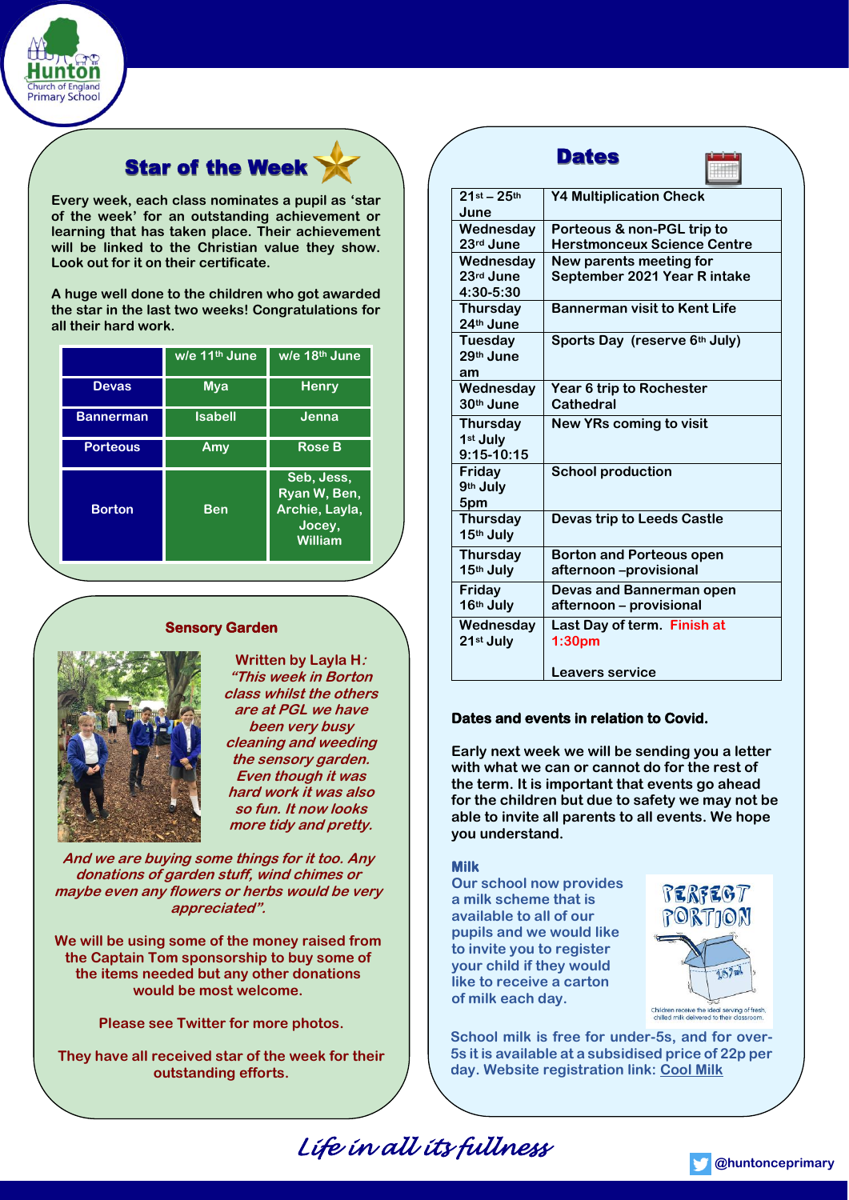## Star of the Week

**Every week, each class nominates a pupil as 'star of the week' for an outstanding achievement or learning that has taken place. Their achievement will be linked to the Christian value they show. Look out for it on their certificate.**

**A huge well done to the children who got awarded the star in the last two weeks! Congratulations for all their hard work.**

| | w/e 11th June | w/e 18th June |
|---|---|---|
| Devas | Mya | Henry |
| Bannerman | Isabell | Jenna |
| Porteous | Amy | Rose B |
| Borton | Ben | Seb, Jess, Ryan W, Ben, Archie, Layla, Jocey, William |

## Sensory Garden

**Written by Layla H:** ***"This week in Borton class whilst the others are at PGL we have been very busy cleaning and weeding the sensory garden. Even though it was hard work it was also so fun. It now looks more tidy and pretty.***

***And we are buying some things for it too. Any donations of garden stuff, wind chimes or maybe even any flowers or herbs would be very appreciated".***

**We will be using some of the money raised from the Captain Tom sponsorship to buy some of the items needed but any other donations would be most welcome.**

**Please see Twitter for more photos.**

**They have all received star of the week for their outstanding efforts.**

## Dates

| Date | Event |
|---|---|
| 21st – 25th June | Y4 Multiplication Check |
| Wednesday 23rd June | Porteous & non-PGL trip to Herstmonceux Science Centre |
| Wednesday 23rd June 4:30-5:30 | New parents meeting for September 2021 Year R intake |
| Thursday 24th June | Bannerman visit to Kent Life |
| Tuesday 29th June am | Sports Day (reserve 6th July) |
| Wednesday 30th June | Year 6 trip to Rochester Cathedral |
| Thursday 1st July 9:15-10:15 | New YRs coming to visit |
| Friday 9th July 5pm | School production |
| Thursday 15th July | Devas trip to Leeds Castle |
| Thursday 15th July | Borton and Porteous open afternoon –provisional |
| Friday 16th July | Devas and Bannerman open afternoon – provisional |
| Wednesday 21st July | Last Day of term. Finish at 1:30pm<br><br>Leavers service |

**Dates and events in relation to Covid.**

**Early next week we will be sending you a letter with what we can or cannot do for the rest of the term. It is important that events go ahead for the children but due to safety we may not be able to invite all parents to all events. We hope you understand.**

### Milk

**Our school now provides a milk scheme that is available to all of our pupils and we would like to invite you to register your child if they would like to receive a carton of milk each day.**

PERFECT PORTION

Children receive the ideal serving of fresh, chilled milk delivered to their classroom.

**School milk is free for under-5s, and for over-5s it is available at a subsidised price of 22p per day. Website registration link: Cool Milk**

*Life in all its fullness*

@huntonceprimary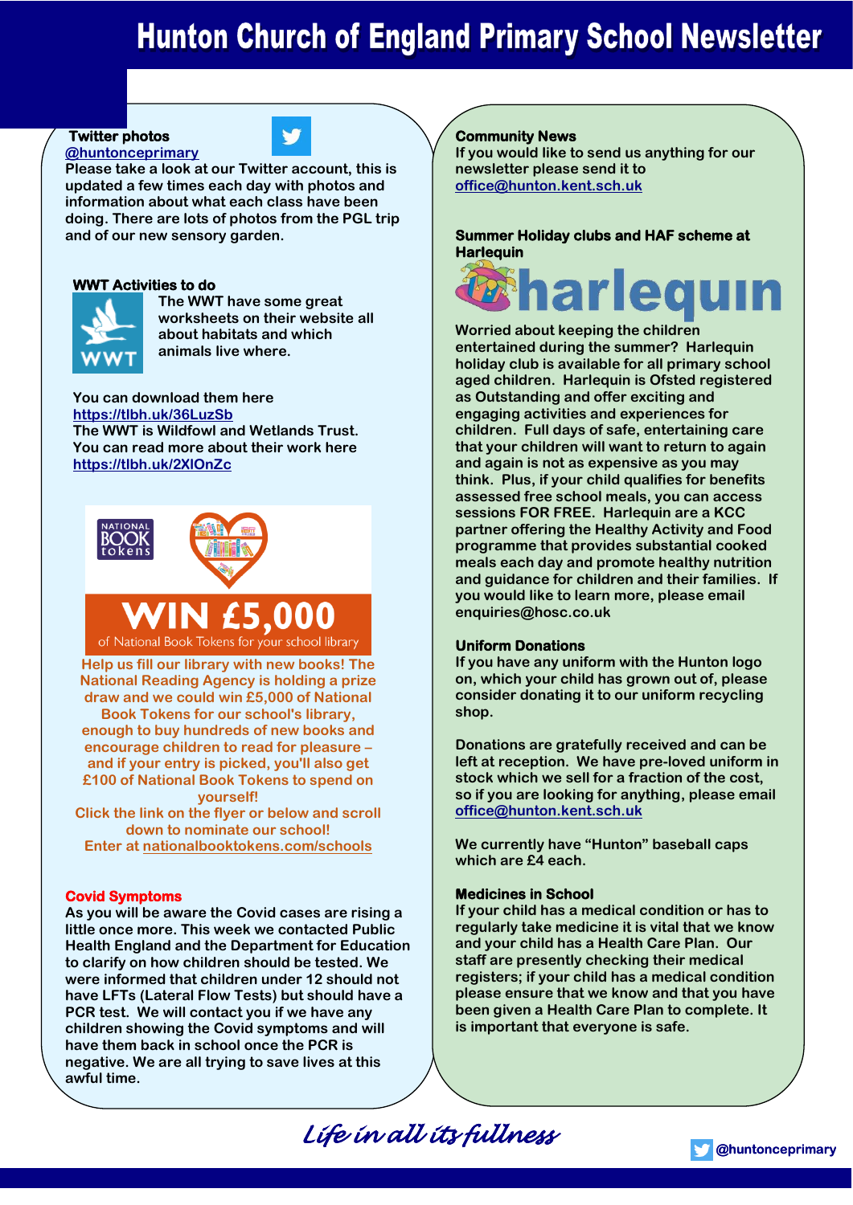# Hunton Church of England Primary School Newsletter

### Twitter photos

@huntonceprimary

Please take a look at our Twitter account, this is updated a few times each day with photos and information about what each class have been doing. There are lots of photos from the PGL trip and of our new sensory garden.

### WWT Activities to do

The WWT have some great worksheets on their website all about habitats and which animals live where.

You can download them here https://tlbh.uk/36LuzSb

The WWT is Wildfowl and Wetlands Trust. You can read more about their work here https://tlbh.uk/2XlOnZc

NATIONAL BOOK tokens

**WIN £5,000**

of National Book Tokens for your school library

Help us fill our library with new books! The National Reading Agency is holding a prize draw and we could win £5,000 of National Book Tokens for our school's library, enough to buy hundreds of new books and encourage children to read for pleasure – and if your entry is picked, you'll also get £100 of National Book Tokens to spend on yourself!

Click the link on the flyer or below and scroll down to nominate our school!

Enter at nationalbooktokens.com/schools

### Covid Symptoms

As you will be aware the Covid cases are rising a little once more. This week we contacted Public Health England and the Department for Education to clarify on how children should be tested. We were informed that children under 12 should not have LFTs (Lateral Flow Tests) but should have a PCR test. We will contact you if we have any children showing the Covid symptoms and will have them back in school once the PCR is negative. We are all trying to save lives at this awful time.

### Community News

If you would like to send us anything for our newsletter please send it to office@hunton.kent.sch.uk

### Summer Holiday clubs and HAF scheme at Harlequin

harlequin

Worried about keeping the children entertained during the summer? Harlequin holiday club is available for all primary school aged children. Harlequin is Ofsted registered as Outstanding and offer exciting and engaging activities and experiences for children. Full days of safe, entertaining care that your children will want to return to again and again is not as expensive as you may think. Plus, if your child qualifies for benefits assessed free school meals, you can access sessions FOR FREE. Harlequin are a KCC partner offering the Healthy Activity and Food programme that provides substantial cooked meals each day and promote healthy nutrition and guidance for children and their families. If you would like to learn more, please email enquiries@hosc.co.uk

### Uniform Donations

If you have any uniform with the Hunton logo on, which your child has grown out of, please consider donating it to our uniform recycling shop.

Donations are gratefully received and can be left at reception. We have pre-loved uniform in stock which we sell for a fraction of the cost, so if you are looking for anything, please email office@hunton.kent.sch.uk

We currently have "Hunton" baseball caps which are £4 each.

### Medicines in School

If your child has a medical condition or has to regularly take medicine it is vital that we know and your child has a Health Care Plan. Our staff are presently checking their medical registers; if your child has a medical condition please ensure that we know and that you have been given a Health Care Plan to complete. It is important that everyone is safe.

*Life in all its fullness*

@huntonceprimary